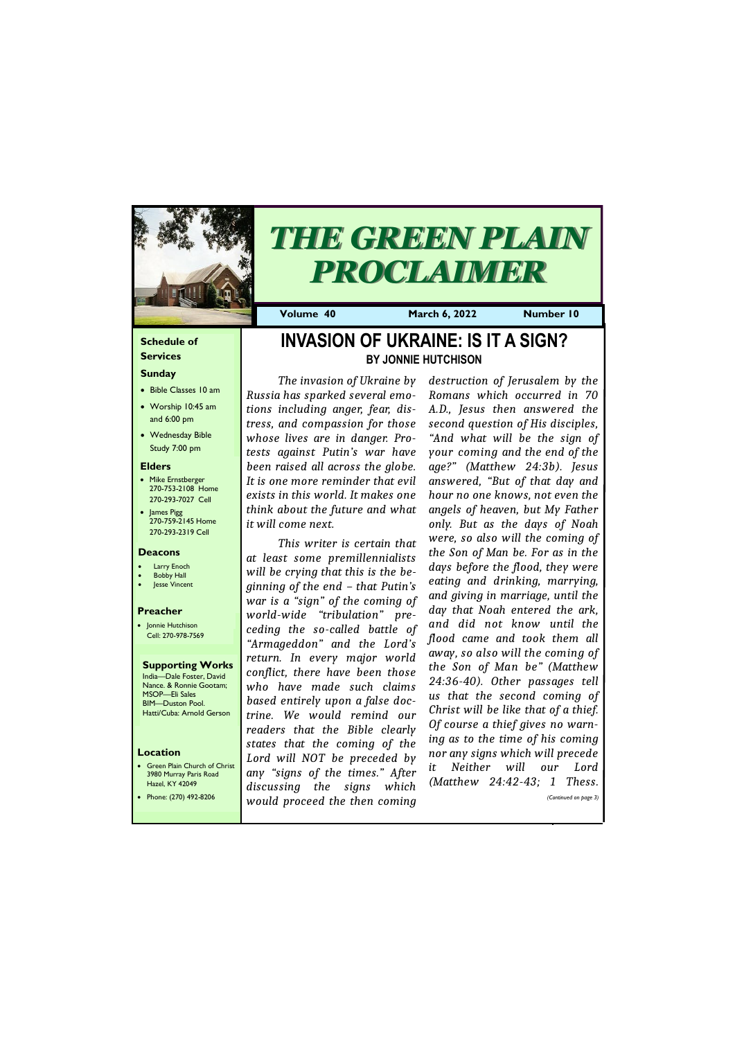# THE GREEN PLAIN PROCLAIMER

**Volume 40** | **March 6, 2022** | **Number 10**

### Schedule of Services

**Sunday**

- Bible Classes 10 am
- Worship 10:45 am and 6:00 pm
- Wednesday Bible Study 7:00 pm

**Elders**

- Mike Ernstberger 270-753-2108 Home 270-293-7027 Cell
- James Pigg 270-759-2145 Home 270-293-2319 Cell

**Deacons**

- Larry Enoch
- Bobby Hall
- Jesse Vincent

**Preacher**

- Jonnie Hutchison Cell: 270-978-7569

**Supporting Works**

India—Dale Foster, David Nance. & Ronnie Gootam; MSOP—Eli Sales BIM—Duston Pool. Hatti/Cuba: Arnold Gerson

**Location**

- Green Plain Church of Christ 3980 Murray Paris Road Hazel, KY 42049
- Phone: (270) 492-8206

# INVASION OF UKRAINE: IS IT A SIGN?

## BY JONNIE HUTCHISON

*The invasion of Ukraine by Russia has sparked several emotions including anger, fear, distress, and compassion for those whose lives are in danger. Protests against Putin's war have been raised all across the globe. It is one more reminder that evil exists in this world. It makes one think about the future and what it will come next.*

*This writer is certain that at least some premillennialists will be crying that this is the beginning of the end – that Putin's war is a "sign" of the coming of world-wide "tribulation" preceding the so-called battle of "Armageddon" and the Lord's return. In every major world conflict, there have been those who have made such claims based entirely upon a false doctrine. We would remind our readers that the Bible clearly states that the coming of the Lord will NOT be preceded by any "signs of the times." After discussing the signs which would proceed the then coming destruction of Jerusalem by the Romans which occurred in 70 A.D., Jesus then answered the second question of His disciples, "And what will be the sign of your coming and the end of the age?" (Matthew 24:3b). Jesus answered, "But of that day and hour no one knows, not even the angels of heaven, but My Father only. But as the days of Noah were, so also will the coming of the Son of Man be. For as in the days before the flood, they were eating and drinking, marrying, and giving in marriage, until the day that Noah entered the ark, and did not know until the flood came and took them all away, so also will the coming of the Son of Man be" (Matthew 24:36-40). Other passages tell us that the second coming of Christ will be like that of a thief. Of course a thief gives no warning as to the time of his coming nor any signs which will precede it Neither will our Lord (Matthew 24:42-43; 1 Thess.*

*(Continued on page 3)*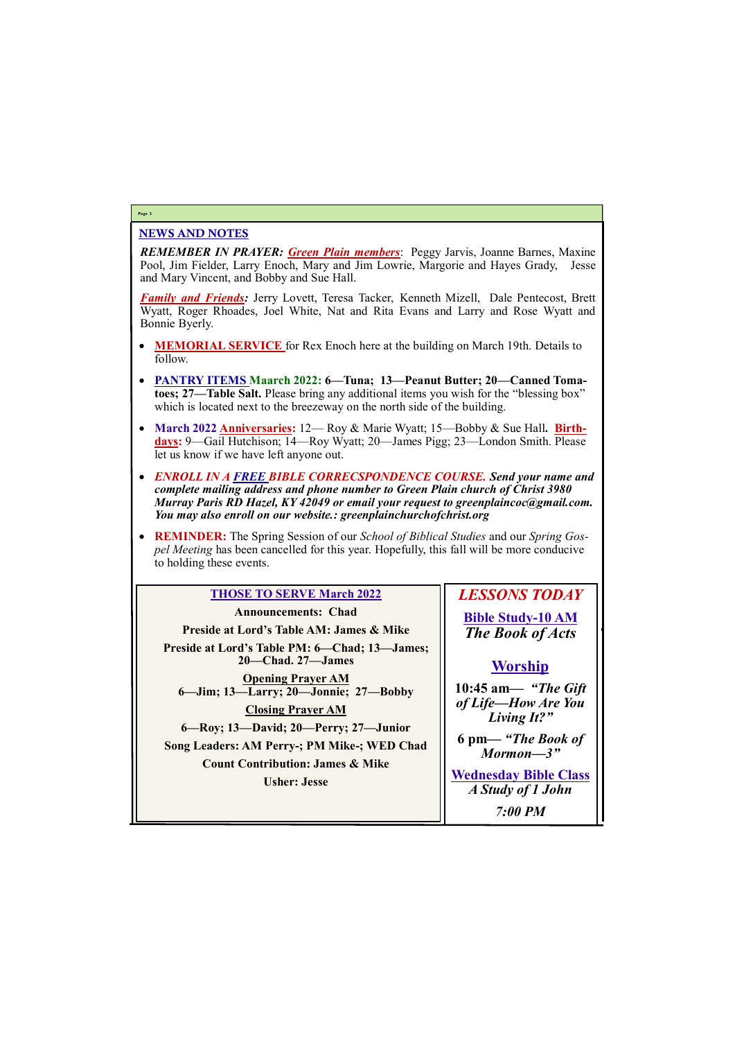## NEWS AND NOTES

***REMEMBER IN PRAYER:*** ***Green Plain members***: Peggy Jarvis, Joanne Barnes, Maxine Pool, Jim Fielder, Larry Enoch, Mary and Jim Lowrie, Margorie and Hayes Grady, Jesse and Mary Vincent, and Bobby and Sue Hall.

***Family and Friends:*** Jerry Lovett, Teresa Tacker, Kenneth Mizell, Dale Pentecost, Brett Wyatt, Roger Rhoades, Joel White, Nat and Rita Evans and Larry and Rose Wyatt and Bonnie Byerly.

- **MEMORIAL SERVICE** for Rex Enoch here at the building on March 19th. Details to follow.
- **PANTRY ITEMS Maarch 2022: 6—Tuna; 13—Peanut Butter; 20—Canned Tomatoes; 27—Table Salt.** Please bring any additional items you wish for the "blessing box" which is located next to the breezeway on the north side of the building.
- **March 2022 Anniversaries:** 12— Roy & Marie Wyatt; 15—Bobby & Sue Hall**. Birthdays:** 9—Gail Hutchison; 14—Roy Wyatt; 20—James Pigg; 23—London Smith. Please let us know if we have left anyone out.
- ***ENROLL IN A FREE BIBLE CORRECSPONDENCE COURSE. Send your name and complete mailing address and phone number to Green Plain church of Christ 3980 Murray Paris RD Hazel, KY 42049 or email your request to greenplaincoc@gmail.com. You may also enroll on our website.: greenplainchurchofchrist.org***
- **REMINDER:** The Spring Session of our *School of Biblical Studies* and our *Spring Gospel Meeting* has been cancelled for this year. Hopefully, this fall will be more conducive to holding these events.

### THOSE TO SERVE March 2022

**Announcements: Chad**

**Preside at Lord's Table AM: James & Mike**

**Preside at Lord's Table PM: 6—Chad; 13—James; 20—Chad. 27—James**

**Opening Prayer AM**
**6—Jim; 13—Larry; 20—Jonnie; 27—Bobby**

**Closing Prayer AM**

**6—Roy; 13—David; 20—Perry; 27—Junior**

**Song Leaders: AM Perry-; PM Mike-; WED Chad**

**Count Contribution: James & Mike**

**Usher: Jesse**

### *LESSONS TODAY*

**Bible Study-10 AM**
***The Book of Acts***

**Worship**

**10:45 am— *"The Gift of Life—How Are You Living It?"***

**6 pm— *"The Book of Mormon—3"***

**Wednesday Bible Class**
***A Study of 1 John***

***7:00 PM***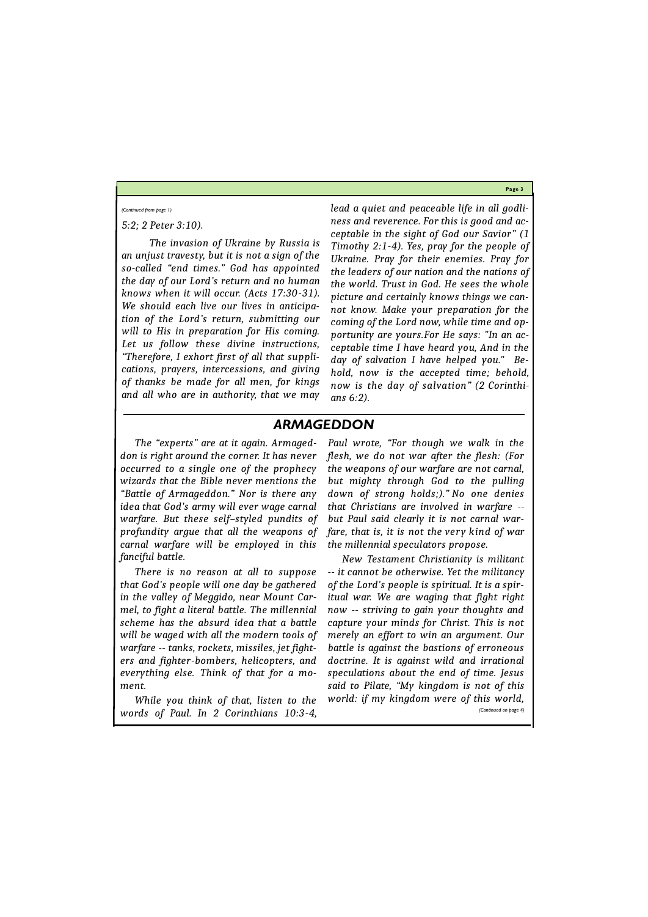*(Continued from page 1)*

*5:2; 2 Peter 3:10).*

*The invasion of Ukraine by Russia is an unjust travesty, but it is not a sign of the so-called "end times." God has appointed the day of our Lord's return and no human knows when it will occur. (Acts 17:30-31). We should each live our lives in anticipation of the Lord's return, submitting our will to His in preparation for His coming. Let us follow these divine instructions, "Therefore, I exhort first of all that supplications, prayers, intercessions, and giving of thanks be made for all men, for kings and all who are in authority, that we may lead a quiet and peaceable life in all godliness and reverence. For this is good and acceptable in the sight of God our Savior" (1 Timothy 2:1-4). Yes, pray for the people of Ukraine. Pray for their enemies. Pray for the leaders of our nation and the nations of the world. Trust in God. He sees the whole picture and certainly knows things we cannot know. Make your preparation for the coming of the Lord now, while time and opportunity are yours.For He says: "In an acceptable time I have heard you, And in the day of salvation I have helped you." Behold, now is the accepted time; behold, now is the day of salvation" (2 Corinthians 6:2).*

## *ARMAGEDDON*

*The "experts" are at it again. Armageddon is right around the corner. It has never occurred to a single one of the prophecy wizards that the Bible never mentions the "Battle of Armageddon." Nor is there any idea that God's army will ever wage carnal warfare. But these self–styled pundits of profundity argue that all the weapons of carnal warfare will be employed in this fanciful battle.*

*There is no reason at all to suppose that God's people will one day be gathered in the valley of Meggido, near Mount Carmel, to fight a literal battle. The millennial scheme has the absurd idea that a battle will be waged with all the modern tools of warfare -- tanks, rockets, missiles, jet fighters and fighter-bombers, helicopters, and everything else. Think of that for a moment.*

*While you think of that, listen to the words of Paul. In 2 Corinthians 10:3-4, Paul wrote, "For though we walk in the flesh, we do not war after the flesh: (For the weapons of our warfare are not carnal, but mighty through God to the pulling down of strong holds;)." No one denies that Christians are involved in warfare -- but Paul said clearly it is not carnal warfare, that is, it is not the very kind of war the millennial speculators propose.*

*New Testament Christianity is militant -- it cannot be otherwise. Yet the militancy of the Lord's people is spiritual. It is a spiritual war. We are waging that fight right now -- striving to gain your thoughts and capture your minds for Christ. This is not merely an effort to win an argument. Our battle is against the bastions of erroneous doctrine. It is against wild and irrational speculations about the end of time. Jesus said to Pilate, "My kingdom is not of this world: if my kingdom were of this world,*

*(Continued on page 4)*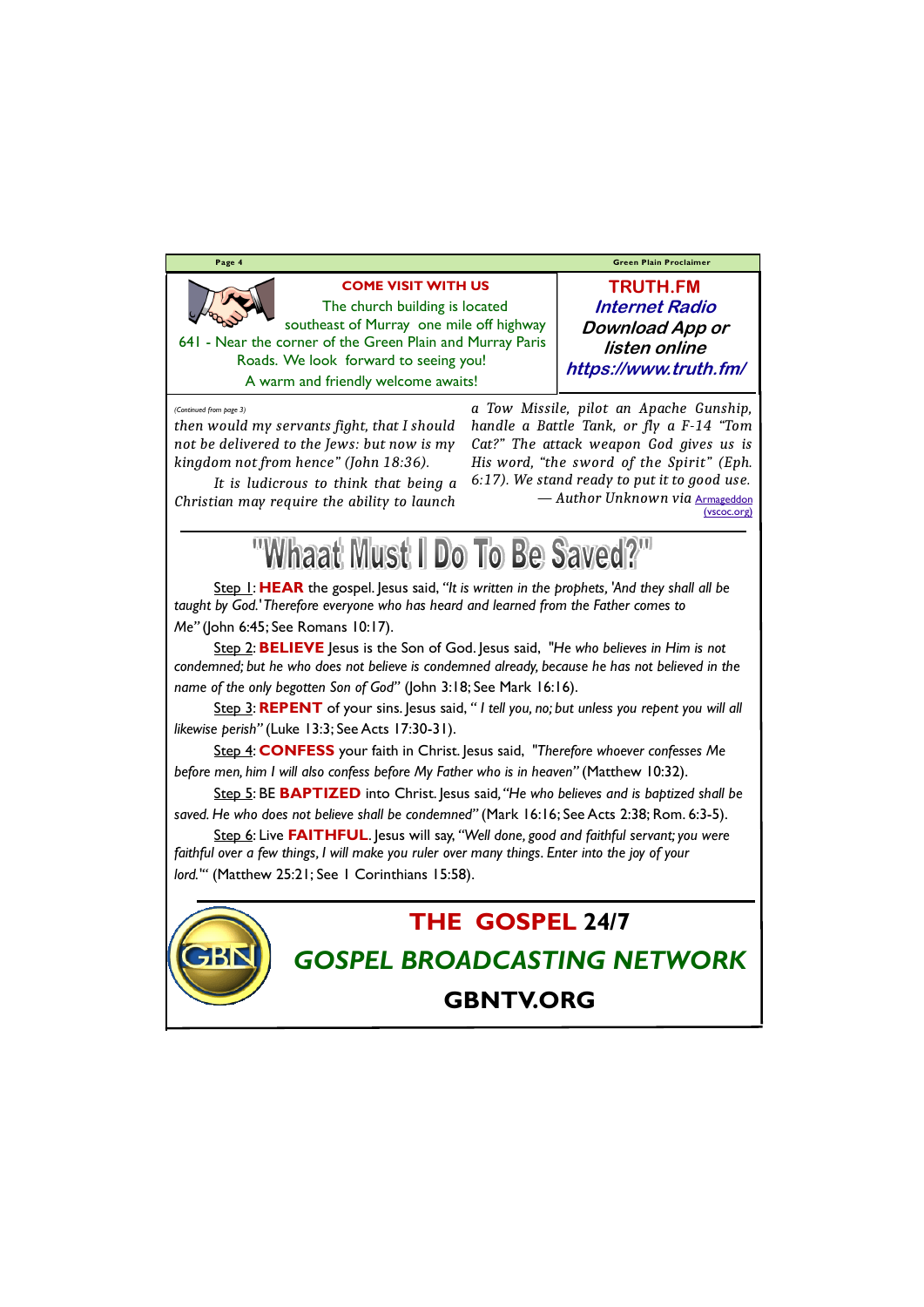**COME VISIT WITH US**

The church building is located southeast of Murray one mile off highway 641 - Near the corner of the Green Plain and Murray Paris Roads. We look forward to seeing you!

A warm and friendly welcome awaits!

**TRUTH.FM**

***Internet Radio***

***Download App or listen online***

***https://www.truth.fm/***

*(Continued from page 3)*

*then would my servants fight, that I should not be delivered to the Jews: but now is my kingdom not from hence" (John 18:36).*

*It is ludicrous to think that being a Christian may require the ability to launch a Tow Missile, pilot an Apache Gunship, handle a Battle Tank, or fly a F-14 "Tom Cat?" The attack weapon God gives us is His word, "the sword of the Spirit" (Eph. 6:17). We stand ready to put it to good use.*

— Author Unknown via Armageddon (vscoc.org)

# "Whaat Must I Do To Be Saved?"

Step 1: **HEAR** the gospel. Jesus said, *"It is written in the prophets, 'And they shall all be taught by God.' Therefore everyone who has heard and learned from the Father comes to Me"* (John 6:45; See Romans 10:17).

Step 2: **BELIEVE** Jesus is the Son of God. Jesus said, *"He who believes in Him is not condemned; but he who does not believe is condemned already, because he has not believed in the name of the only begotten Son of God"* (John 3:18; See Mark 16:16).

Step 3: **REPENT** of your sins. Jesus said, *" I tell you, no; but unless you repent you will all likewise perish"* (Luke 13:3; See Acts 17:30-31).

Step 4: **CONFESS** your faith in Christ. Jesus said, *"Therefore whoever confesses Me before men, him I will also confess before My Father who is in heaven"* (Matthew 10:32).

Step 5: BE **BAPTIZED** into Christ. Jesus said, *"He who believes and is baptized shall be saved. He who does not believe shall be condemned"* (Mark 16:16; See Acts 2:38; Rom. 6:3-5).

Step 6: Live **FAITHFUL**. Jesus will say, *"Well done, good and faithful servant; you were faithful over a few things, I will make you ruler over many things. Enter into the joy of your lord.'"* (Matthew 25:21; See 1 Corinthians 15:58).

**THE GOSPEL 24/7**

***GOSPEL BROADCASTING NETWORK***

**GBNTV.ORG**